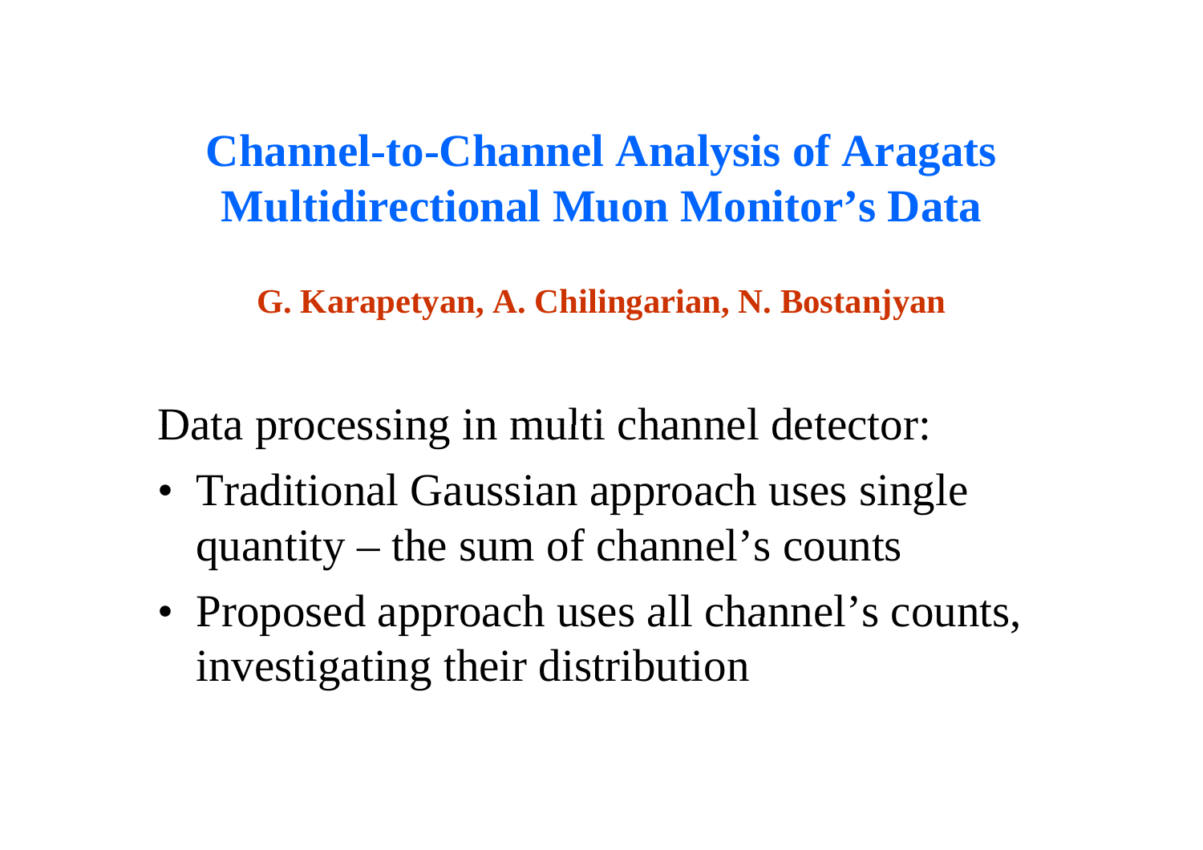# Channel-to-Channel Analysis of Aragats Multidirectional Muon Monitor's Data

**G. Karapetyan, A. Chilingarian, N. Bostanjyan**

Data processing in multi channel detector:

- Traditional Gaussian approach uses single quantity – the sum of channel's counts
- Proposed approach uses all channel's counts, investigating their distribution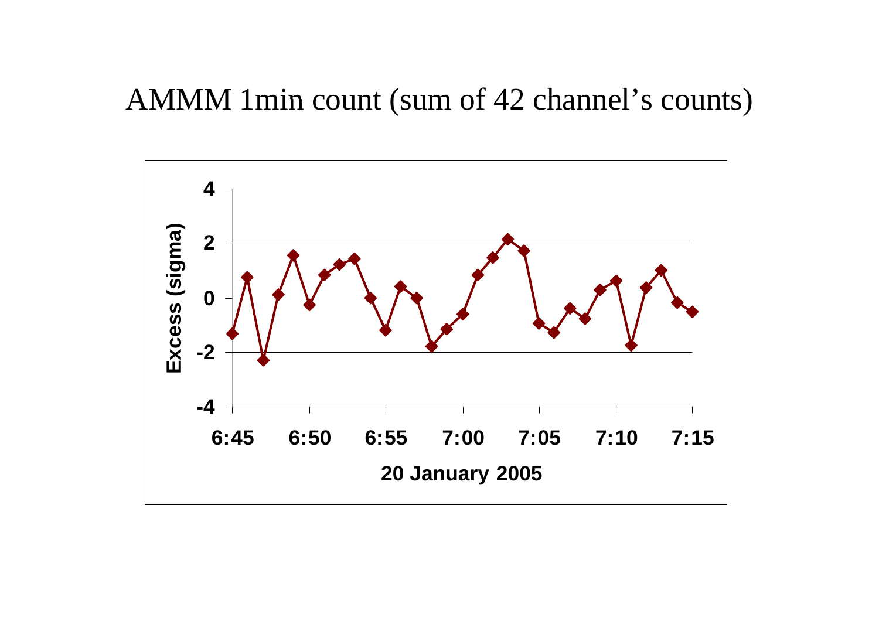# AMMM 1min count (sum of 42 channel's counts)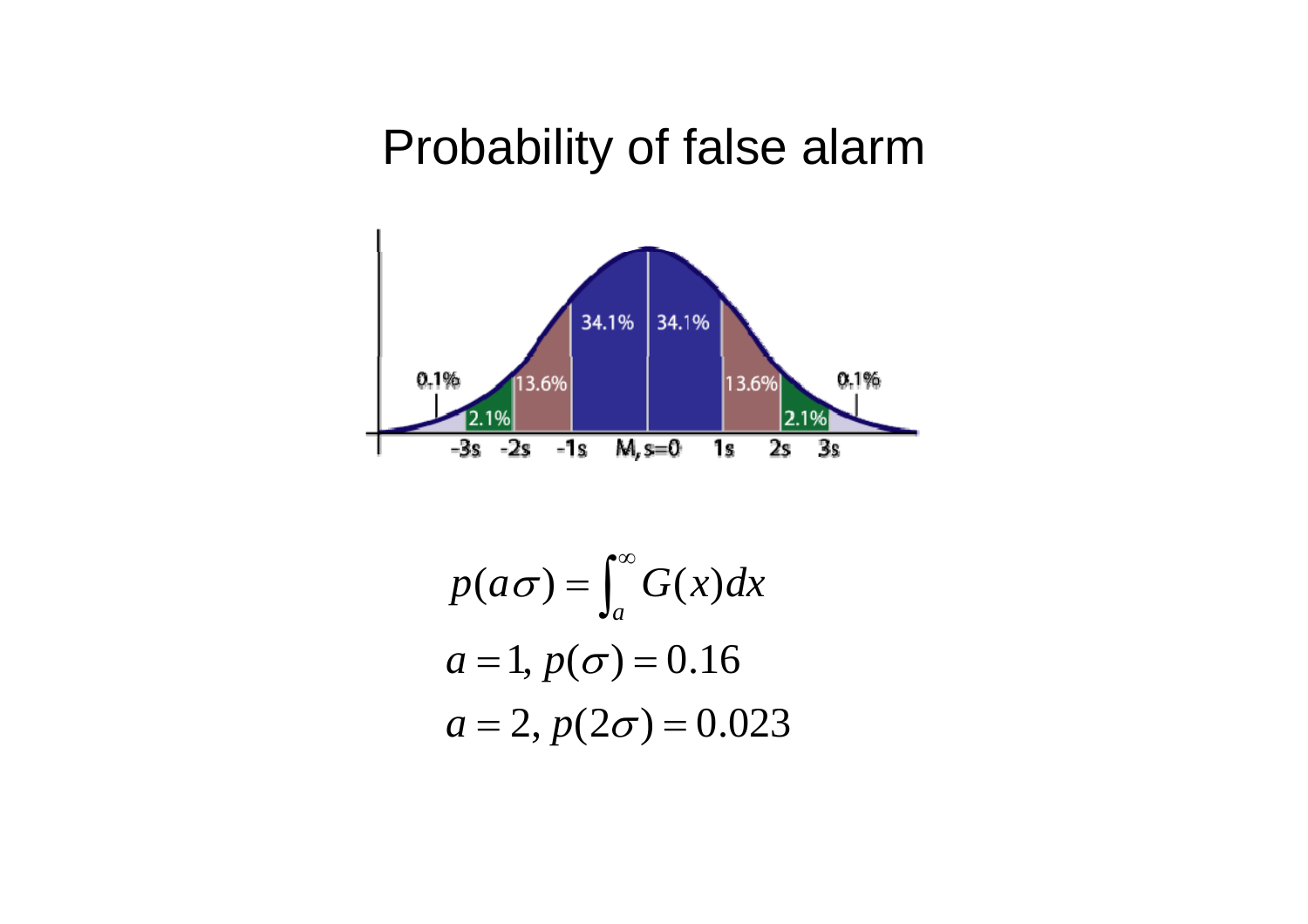# Probability of false alarm

$$p(a\sigma) = \int_a^{\infty} G(x)dx$$

$$a = 1,\ p(\sigma) = 0.16$$

$$a = 2,\ p(2\sigma) = 0.023$$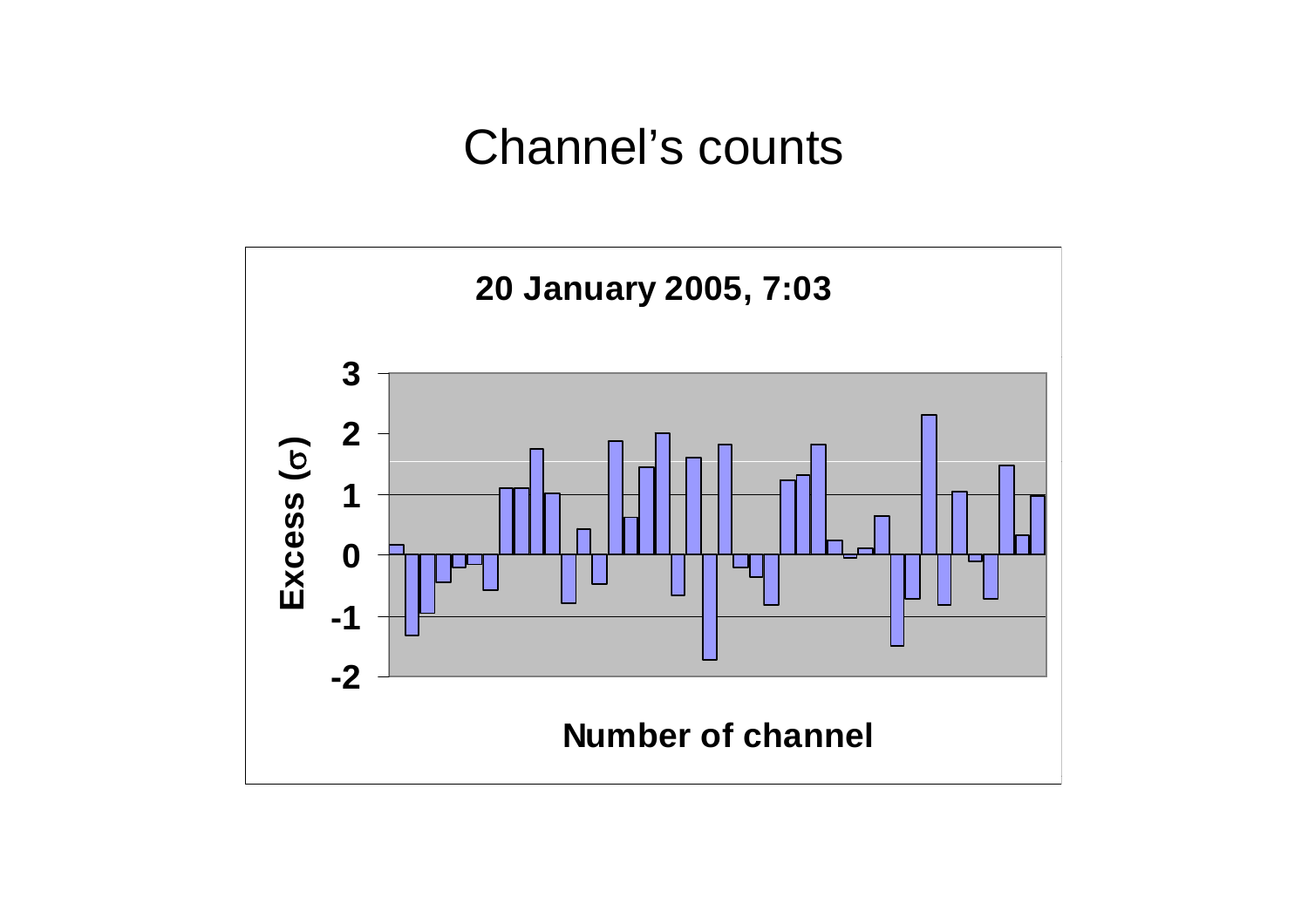# Channel's counts

**20 January 2005, 7:03**

Excess ($\sigma$)

3
2
1
0
-1
-2

**Number of channel**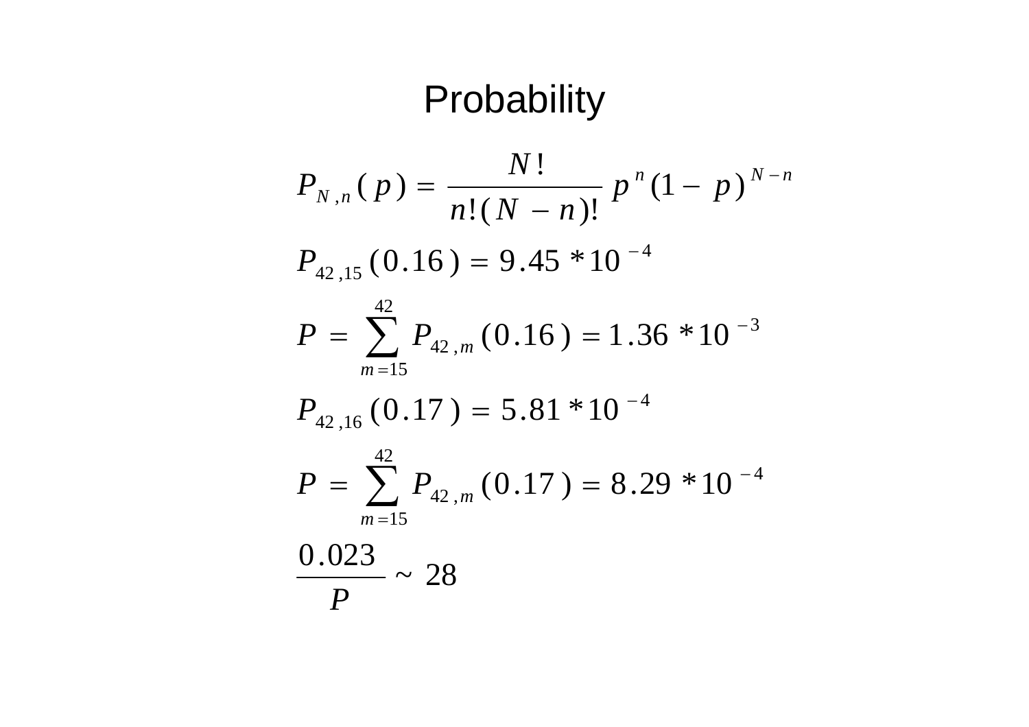# Probability

$$P_{N,n}(p) = \frac{N!}{n!(N-n)!} p^n (1-p)^{N-n}$$

$$P_{42,15}(0.16) = 9.45 * 10^{-4}$$

$$P = \sum_{m=15}^{42} P_{42,m}(0.16) = 1.36 * 10^{-3}$$

$$P_{42,16}(0.17) = 5.81 * 10^{-4}$$

$$P = \sum_{m=15}^{42} P_{42,m}(0.17) = 8.29 * 10^{-4}$$

$$\frac{0.023}{P} \sim 28$$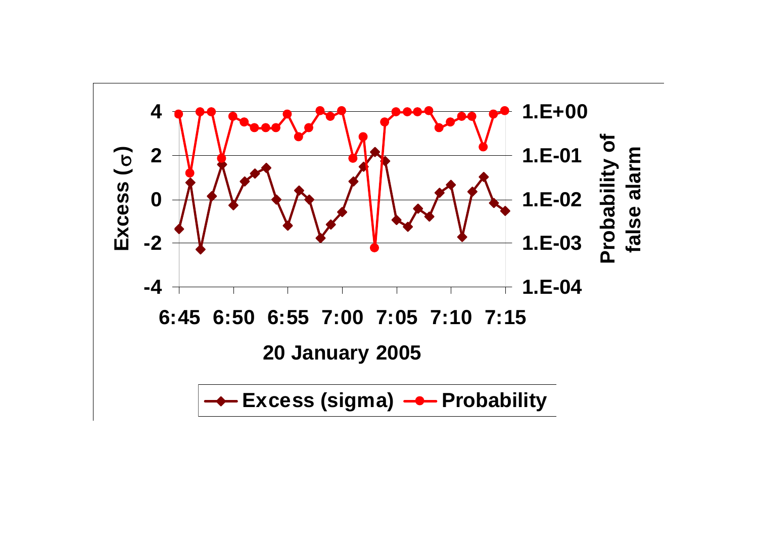Excess (σ)

4
2
0
-2
-4

Probability of false alarm

1.E+00
1.E-01
1.E-02
1.E-03
1.E-04

6:45 6:50 6:55 7:00 7:05 7:10 7:15

20 January 2005

Excess (sigma) Probability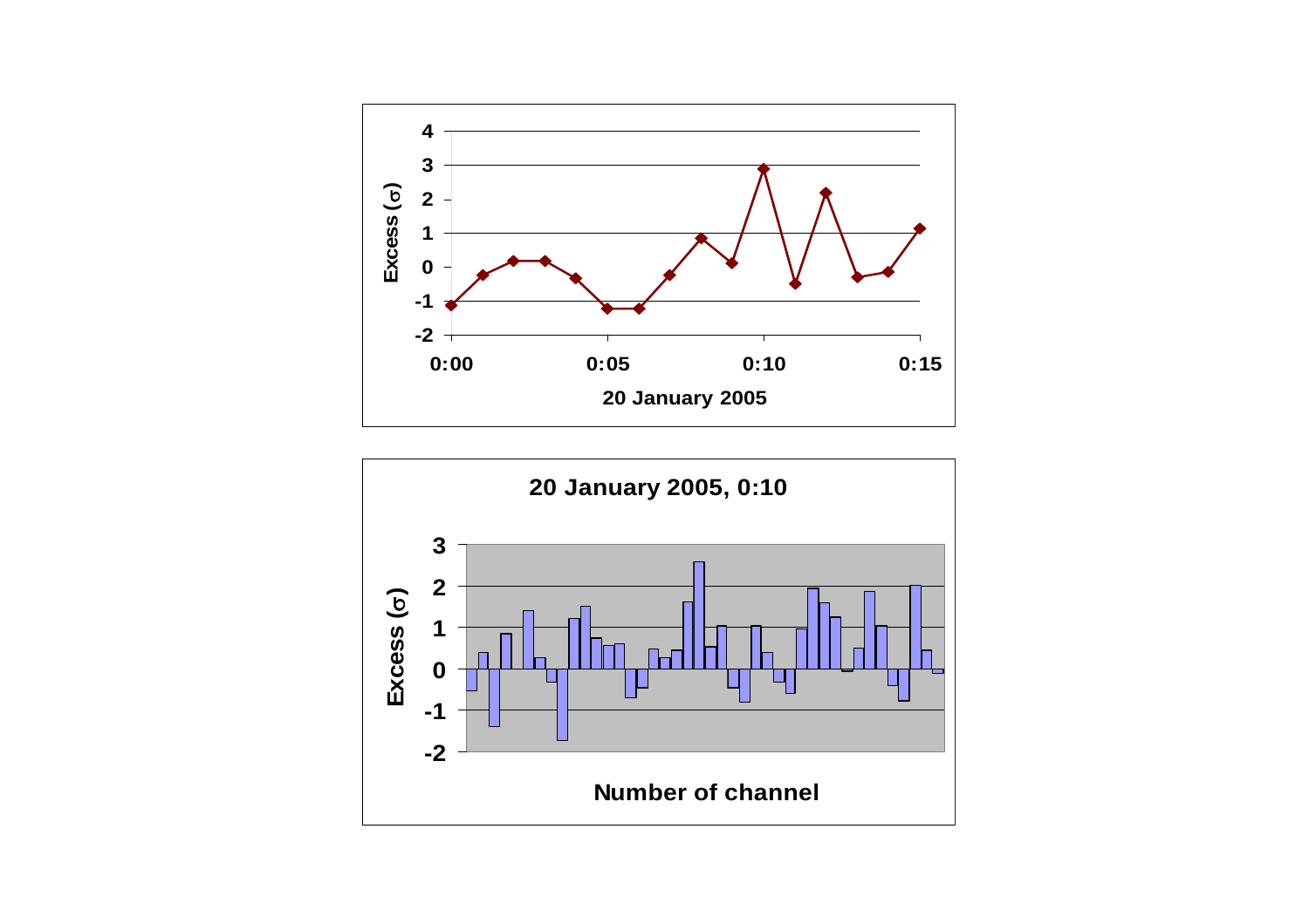Excess (σ)

0:00 0:05 0:10 0:15

20 January 2005

**20 January 2005, 0:10**

Excess (σ)

Number of channel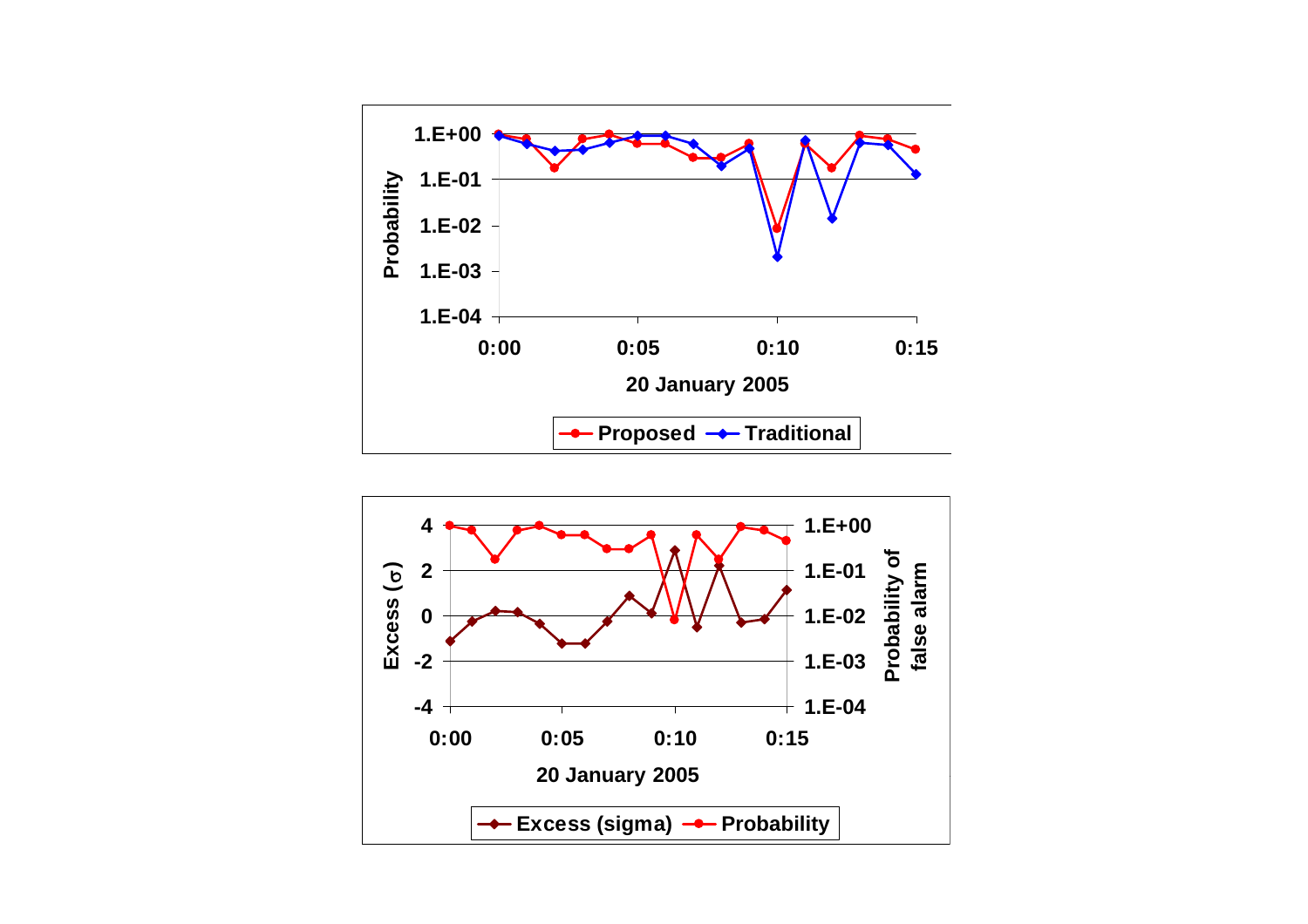Probability

1.E+00
1.E-01
1.E-02
1.E-03
1.E-04

0:00 0:05 0:10 0:15

20 January 2005

Proposed Traditional

Excess (σ)

4
2
0
-2
-4

Probability of false alarm

1.E+00
1.E-01
1.E-02
1.E-03
1.E-04

0:00 0:05 0:10 0:15

20 January 2005

Excess (sigma) Probability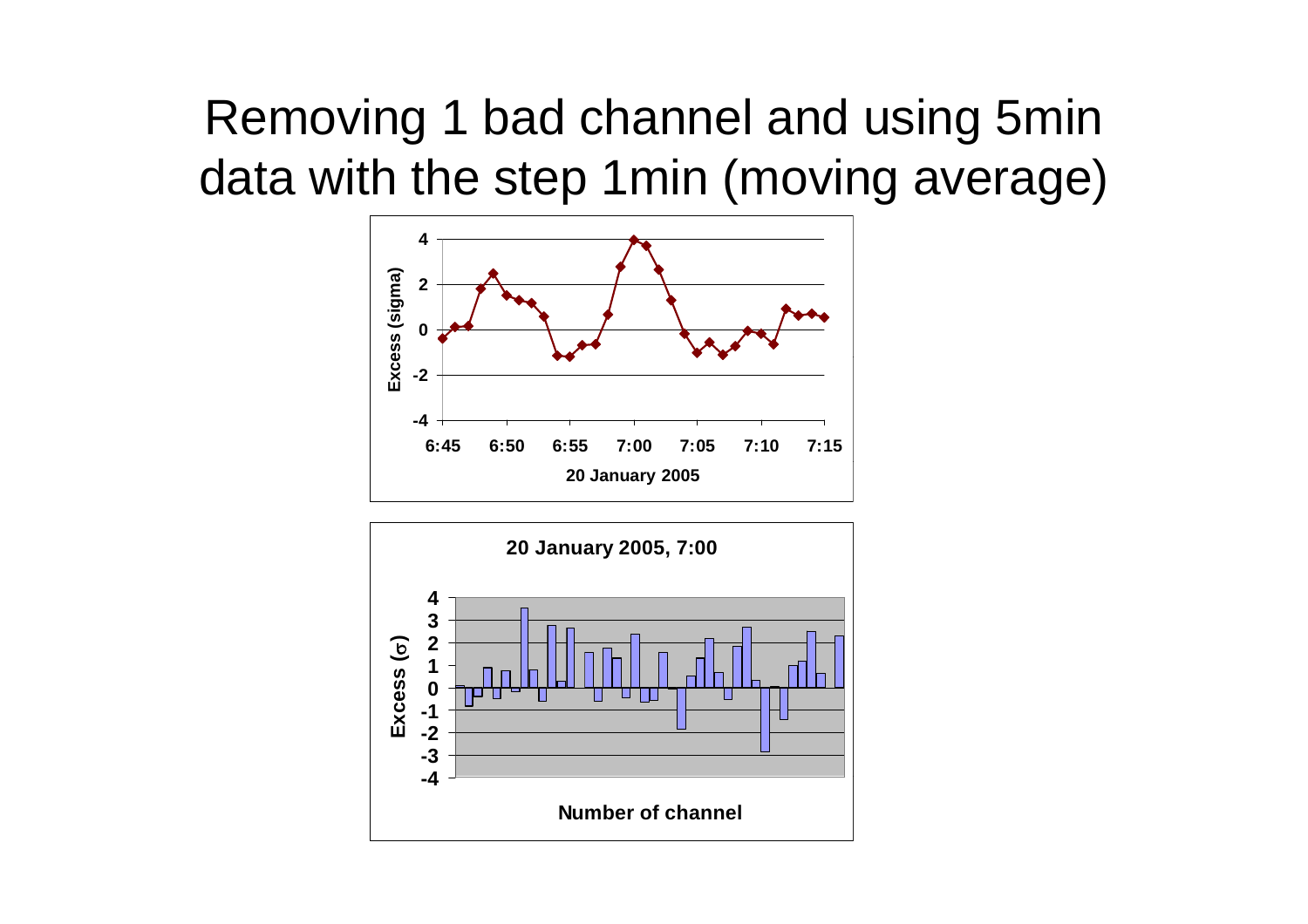# Removing 1 bad channel and using 5min data with the step 1min (moving average)

Excess (sigma)

4
2
0
-2
-4

6:45 6:50 6:55 7:00 7:05 7:10 7:15

20 January 2005

20 January 2005, 7:00

Excess (σ)

4
3
2
1
0
-1
-2
-3
-4

Number of channel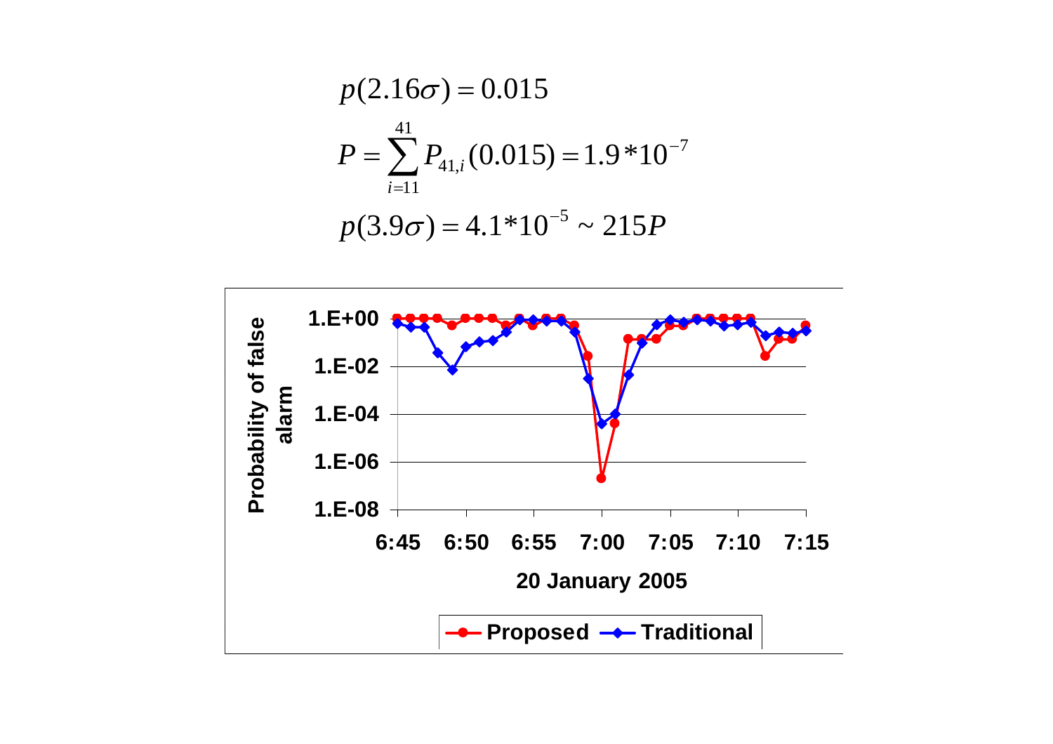$$p(2.16\sigma) = 0.015$$

$$P = \sum_{i=11}^{41} P_{41,i}(0.015) = 1.9*10^{-7}$$

$$p(3.9\sigma) = 4.1*10^{-5} \sim 215P$$

Probability of false alarm

1.E+00
1.E-02
1.E-04
1.E-06
1.E-08

6:45 6:50 6:55 7:00 7:05 7:10 7:15

20 January 2005

Proposed
Traditional